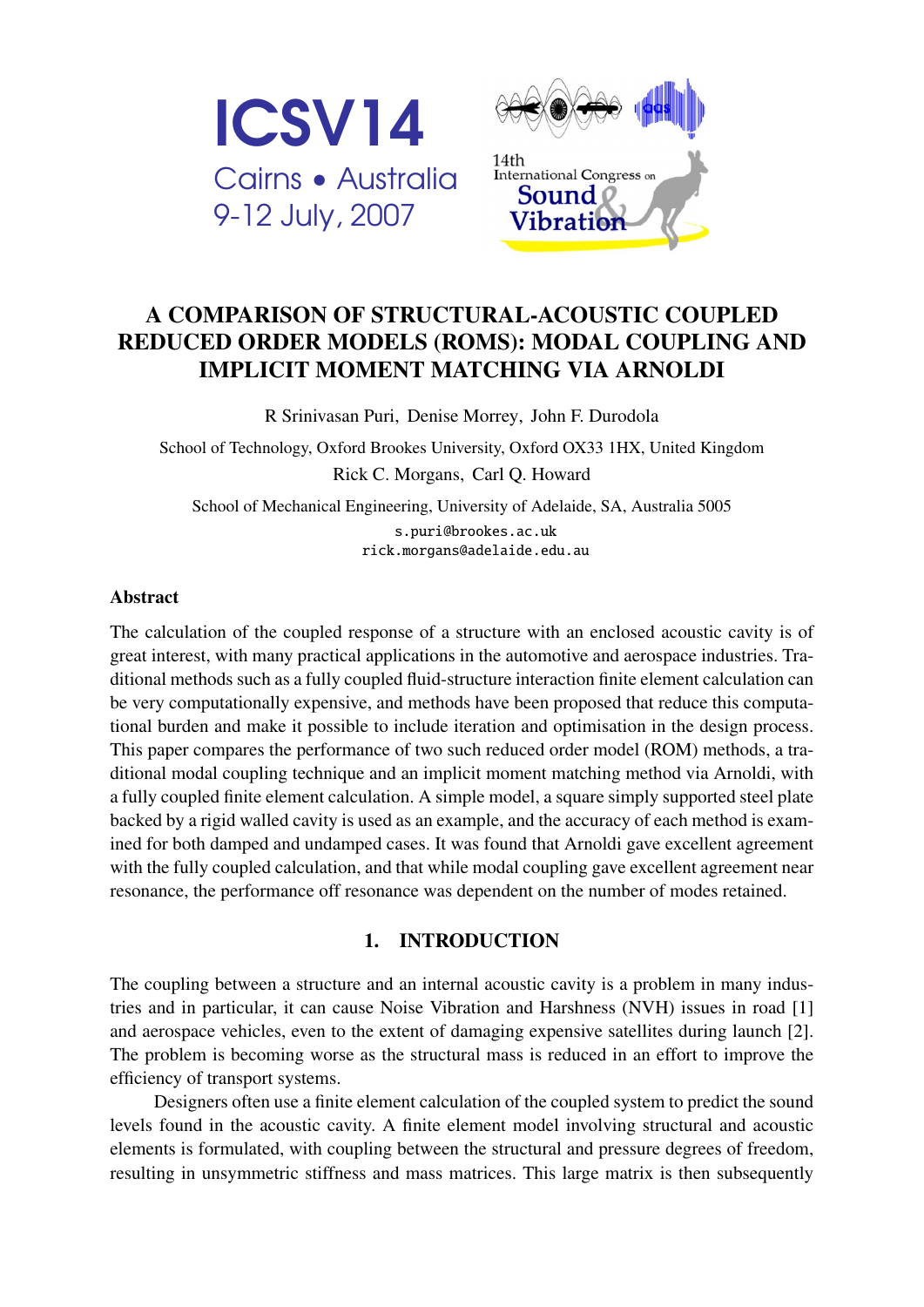ICSV14

Cairns • Australia

9-12 July, 2007

14th International Congress on Sound & Vibration

# A COMPARISON OF STRUCTURAL-ACOUSTIC COUPLED REDUCED ORDER MODELS (ROMS): MODAL COUPLING AND IMPLICIT MOMENT MATCHING VIA ARNOLDI

R Srinivasan Puri, Denise Morrey, John F. Durodola

School of Technology, Oxford Brookes University, Oxford OX33 1HX, United Kingdom

Rick C. Morgans, Carl Q. Howard

School of Mechanical Engineering, University of Adelaide, SA, Australia 5005

s.puri@brookes.ac.uk
rick.morgans@adelaide.edu.au

## Abstract

The calculation of the coupled response of a structure with an enclosed acoustic cavity is of great interest, with many practical applications in the automotive and aerospace industries. Traditional methods such as a fully coupled fluid-structure interaction finite element calculation can be very computationally expensive, and methods have been proposed that reduce this computational burden and make it possible to include iteration and optimisation in the design process. This paper compares the performance of two such reduced order model (ROM) methods, a traditional modal coupling technique and an implicit moment matching method via Arnoldi, with a fully coupled finite element calculation. A simple model, a square simply supported steel plate backed by a rigid walled cavity is used as an example, and the accuracy of each method is examined for both damped and undamped cases. It was found that Arnoldi gave excellent agreement with the fully coupled calculation, and that while modal coupling gave excellent agreement near resonance, the performance off resonance was dependent on the number of modes retained.

## 1. INTRODUCTION

The coupling between a structure and an internal acoustic cavity is a problem in many industries and in particular, it can cause Noise Vibration and Harshness (NVH) issues in road [1] and aerospace vehicles, even to the extent of damaging expensive satellites during launch [2]. The problem is becoming worse as the structural mass is reduced in an effort to improve the efficiency of transport systems.

Designers often use a finite element calculation of the coupled system to predict the sound levels found in the acoustic cavity. A finite element model involving structural and acoustic elements is formulated, with coupling between the structural and pressure degrees of freedom, resulting in unsymmetric stiffness and mass matrices. This large matrix is then subsequently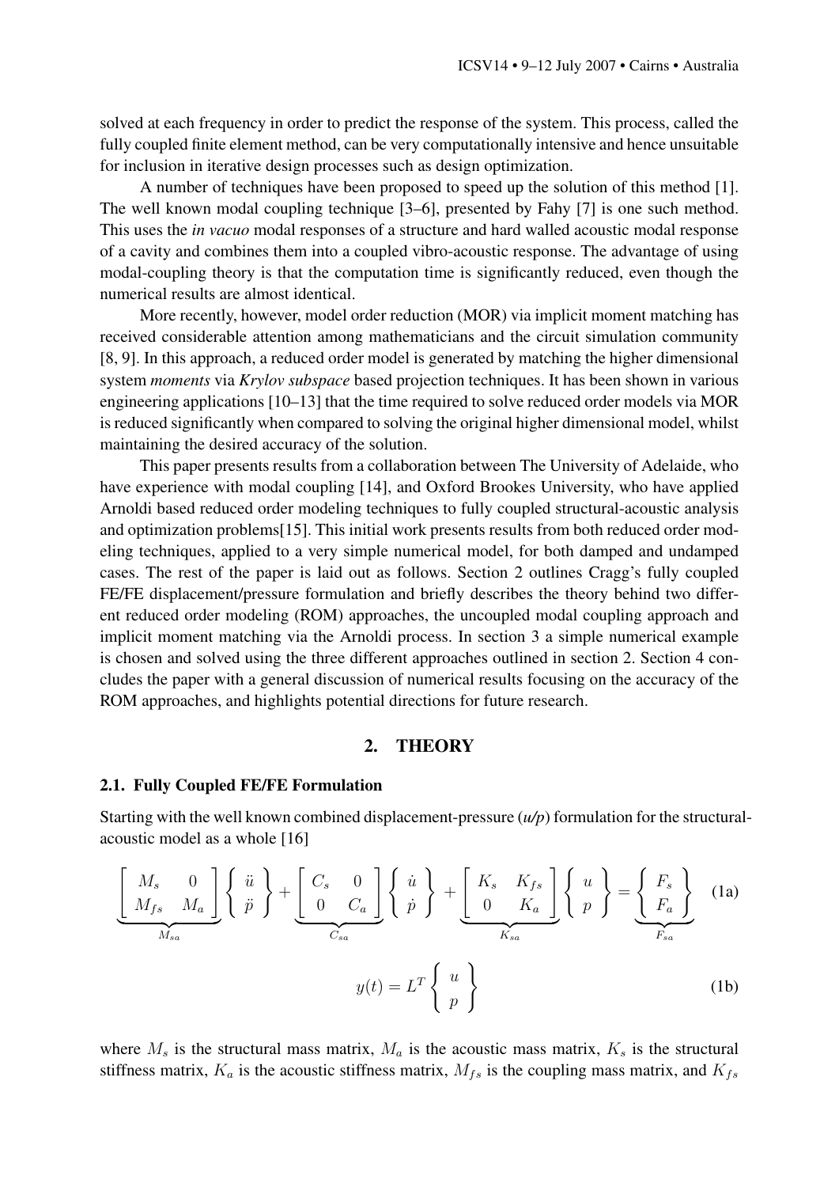solved at each frequency in order to predict the response of the system. This process, called the fully coupled finite element method, can be very computationally intensive and hence unsuitable for inclusion in iterative design processes such as design optimization.

A number of techniques have been proposed to speed up the solution of this method [1]. The well known modal coupling technique [3–6], presented by Fahy [7] is one such method. This uses the *in vacuo* modal responses of a structure and hard walled acoustic modal response of a cavity and combines them into a coupled vibro-acoustic response. The advantage of using modal-coupling theory is that the computation time is significantly reduced, even though the numerical results are almost identical.

More recently, however, model order reduction (MOR) via implicit moment matching has received considerable attention among mathematicians and the circuit simulation community [8, 9]. In this approach, a reduced order model is generated by matching the higher dimensional system *moments* via *Krylov subspace* based projection techniques. It has been shown in various engineering applications [10–13] that the time required to solve reduced order models via MOR is reduced significantly when compared to solving the original higher dimensional model, whilst maintaining the desired accuracy of the solution.

This paper presents results from a collaboration between The University of Adelaide, who have experience with modal coupling [14], and Oxford Brookes University, who have applied Arnoldi based reduced order modeling techniques to fully coupled structural-acoustic analysis and optimization problems[15]. This initial work presents results from both reduced order modeling techniques, applied to a very simple numerical model, for both damped and undamped cases. The rest of the paper is laid out as follows. Section 2 outlines Cragg's fully coupled FE/FE displacement/pressure formulation and briefly describes the theory behind two different reduced order modeling (ROM) approaches, the uncoupled modal coupling approach and implicit moment matching via the Arnoldi process. In section 3 a simple numerical example is chosen and solved using the three different approaches outlined in section 2. Section 4 concludes the paper with a general discussion of numerical results focusing on the accuracy of the ROM approaches, and highlights potential directions for future research.

## 2. THEORY

### 2.1. Fully Coupled FE/FE Formulation

Starting with the well known combined displacement-pressure (*u/p*) formulation for the structural-acoustic model as a whole [16]

$$\underbrace{\begin{bmatrix} M_s & 0 \\ M_{fs} & M_a \end{bmatrix}}_{M_{sa}} \begin{Bmatrix} \ddot{u} \\ \ddot{p} \end{Bmatrix} + \underbrace{\begin{bmatrix} C_s & 0 \\ 0 & C_a \end{bmatrix}}_{C_{sa}} \begin{Bmatrix} \dot{u} \\ \dot{p} \end{Bmatrix} + \underbrace{\begin{bmatrix} K_s & K_{fs} \\ 0 & K_a \end{bmatrix}}_{K_{sa}} \begin{Bmatrix} u \\ p \end{Bmatrix} = \underbrace{\begin{Bmatrix} F_s \\ F_a \end{Bmatrix}}_{F_{sa}} \tag{1a}$$

$$y(t) = L^T \begin{Bmatrix} u \\ p \end{Bmatrix} \tag{1b}$$

where $M_s$ is the structural mass matrix, $M_a$ is the acoustic mass matrix, $K_s$ is the structural stiffness matrix, $K_a$ is the acoustic stiffness matrix, $M_{fs}$ is the coupling mass matrix, and $K_{fs}$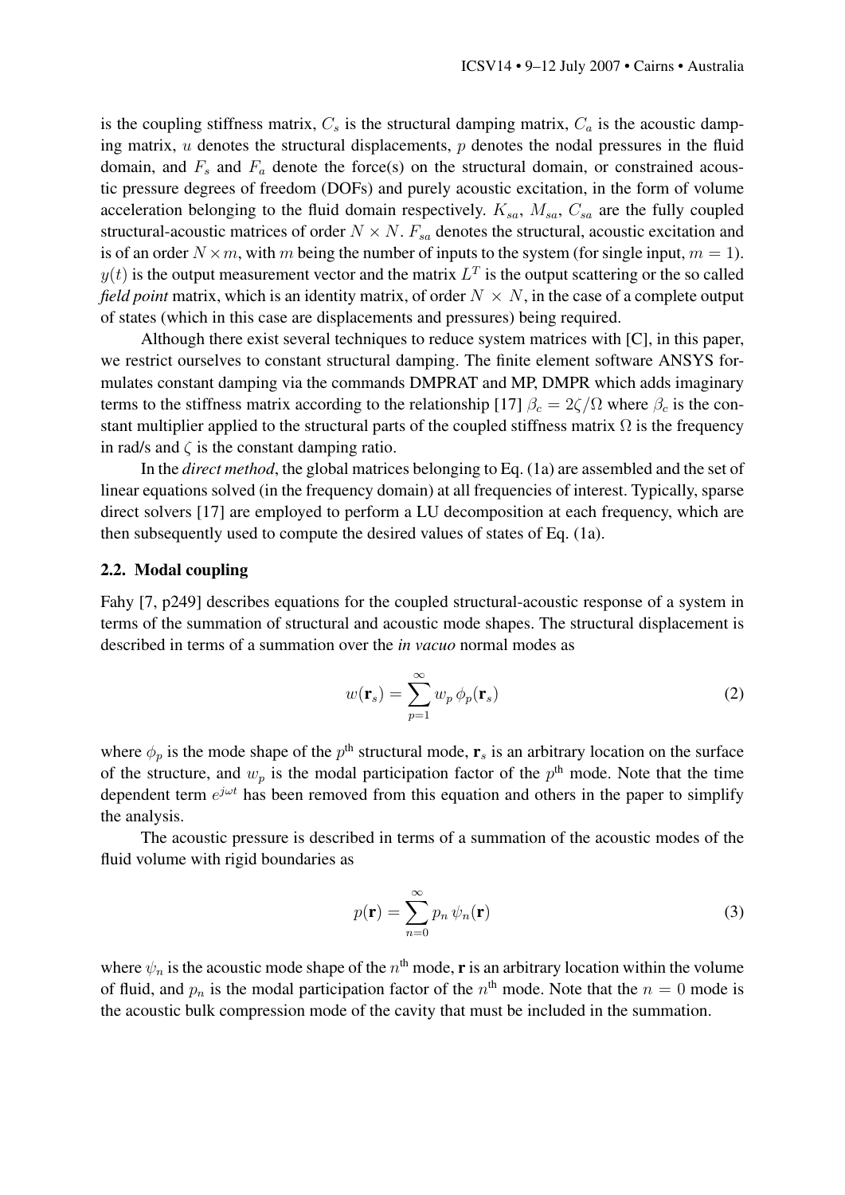is the coupling stiffness matrix, $C_s$ is the structural damping matrix, $C_a$ is the acoustic damping matrix, $u$ denotes the structural displacements, $p$ denotes the nodal pressures in the fluid domain, and $F_s$ and $F_a$ denote the force(s) on the structural domain, or constrained acoustic pressure degrees of freedom (DOFs) and purely acoustic excitation, in the form of volume acceleration belonging to the fluid domain respectively. $K_{sa}$, $M_{sa}$, $C_{sa}$ are the fully coupled structural-acoustic matrices of order $N \times N$. $F_{sa}$ denotes the structural, acoustic excitation and is of an order $N \times m$, with $m$ being the number of inputs to the system (for single input, $m = 1$). $y(t)$ is the output measurement vector and the matrix $L^T$ is the output scattering or the so called *field point* matrix, which is an identity matrix, of order $N \times N$, in the case of a complete output of states (which in this case are displacements and pressures) being required.

Although there exist several techniques to reduce system matrices with [C], in this paper, we restrict ourselves to constant structural damping. The finite element software ANSYS formulates constant damping via the commands DMPRAT and MP, DMPR which adds imaginary terms to the stiffness matrix according to the relationship [17] $\beta_c = 2\zeta/\Omega$ where $\beta_c$ is the constant multiplier applied to the structural parts of the coupled stiffness matrix $\Omega$ is the frequency in rad/s and $\zeta$ is the constant damping ratio.

In the *direct method*, the global matrices belonging to Eq. (1a) are assembled and the set of linear equations solved (in the frequency domain) at all frequencies of interest. Typically, sparse direct solvers [17] are employed to perform a LU decomposition at each frequency, which are then subsequently used to compute the desired values of states of Eq. (1a).

### 2.2. Modal coupling

Fahy [7, p249] describes equations for the coupled structural-acoustic response of a system in terms of the summation of structural and acoustic mode shapes. The structural displacement is described in terms of a summation over the *in vacuo* normal modes as

$$w(\mathbf{r}_s) = \sum_{p=1}^{\infty} w_p \, \phi_p(\mathbf{r}_s) \tag{2}$$

where $\phi_p$ is the mode shape of the $p^{\text{th}}$ structural mode, $\mathbf{r}_s$ is an arbitrary location on the surface of the structure, and $w_p$ is the modal participation factor of the $p^{\text{th}}$ mode. Note that the time dependent term $e^{j\omega t}$ has been removed from this equation and others in the paper to simplify the analysis.

The acoustic pressure is described in terms of a summation of the acoustic modes of the fluid volume with rigid boundaries as

$$p(\mathbf{r}) = \sum_{n=0}^{\infty} p_n \, \psi_n(\mathbf{r}) \tag{3}$$

where $\psi_n$ is the acoustic mode shape of the $n^{\text{th}}$ mode, $\mathbf{r}$ is an arbitrary location within the volume of fluid, and $p_n$ is the modal participation factor of the $n^{\text{th}}$ mode. Note that the $n = 0$ mode is the acoustic bulk compression mode of the cavity that must be included in the summation.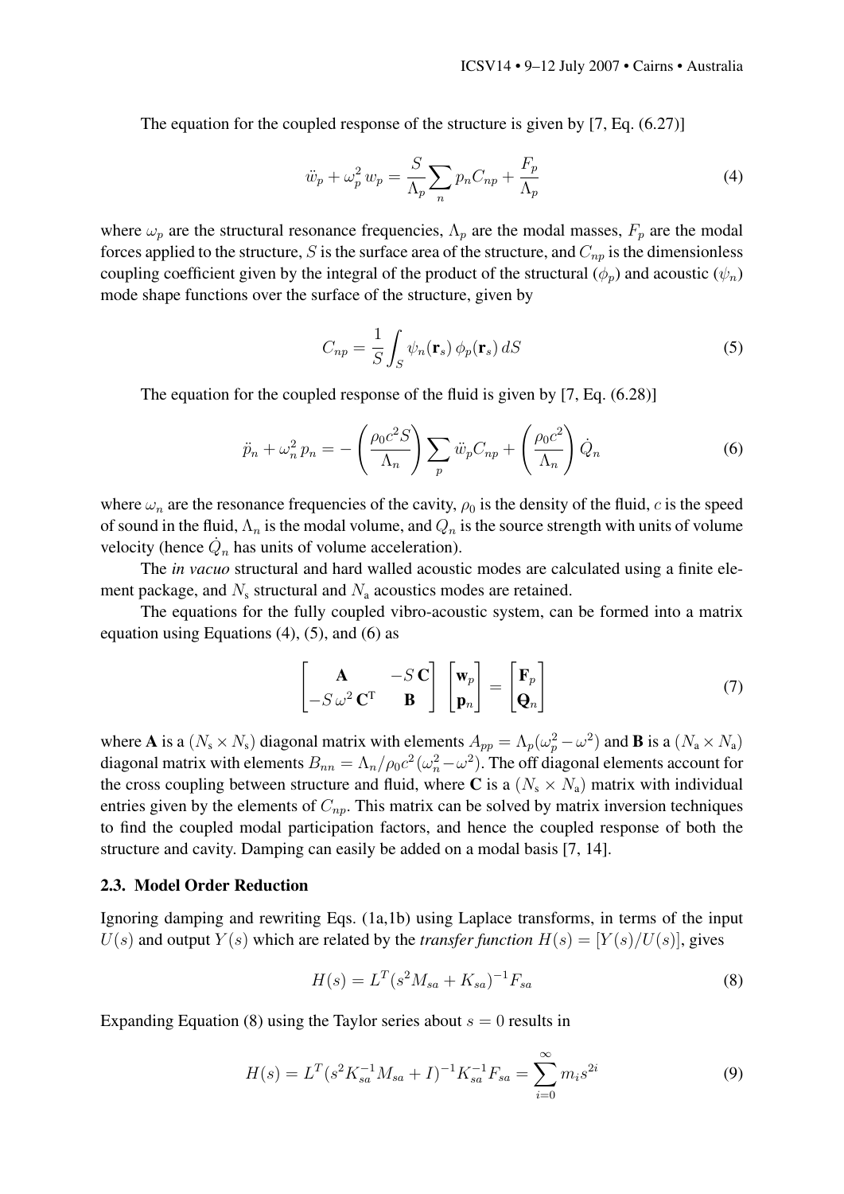The equation for the coupled response of the structure is given by [7, Eq. (6.27)]

$$\ddot{w}_p + \omega_p^2 \, w_p = \frac{S}{\Lambda_p} \sum_n p_n C_{np} + \frac{F_p}{\Lambda_p} \tag{4}$$

where $\omega_p$ are the structural resonance frequencies, $\Lambda_p$ are the modal masses, $F_p$ are the modal forces applied to the structure, $S$ is the surface area of the structure, and $C_{np}$ is the dimensionless coupling coefficient given by the integral of the product of the structural ($\phi_p$) and acoustic ($\psi_n$) mode shape functions over the surface of the structure, given by

$$C_{np} = \frac{1}{S} \int_S \psi_n(\mathbf{r}_s) \, \phi_p(\mathbf{r}_s) \, dS \tag{5}$$

The equation for the coupled response of the fluid is given by [7, Eq. (6.28)]

$$\ddot{p}_n + \omega_n^2 \, p_n = -\left(\frac{\rho_0 c^2 S}{\Lambda_n}\right) \sum_p \ddot{w}_p C_{np} + \left(\frac{\rho_0 c^2}{\Lambda_n}\right) \dot{Q}_n \tag{6}$$

where $\omega_n$ are the resonance frequencies of the cavity, $\rho_0$ is the density of the fluid, $c$ is the speed of sound in the fluid, $\Lambda_n$ is the modal volume, and $Q_n$ is the source strength with units of volume velocity (hence $\dot{Q}_n$ has units of volume acceleration).

The *in vacuo* structural and hard walled acoustic modes are calculated using a finite element package, and $N_\text{s}$ structural and $N_\text{a}$ acoustics modes are retained.

The equations for the fully coupled vibro-acoustic system, can be formed into a matrix equation using Equations (4), (5), and (6) as

$$\begin{bmatrix} \mathbf{A} & -S\,\mathbf{C} \\ -S\,\omega^2\,\mathbf{C}^\text{T} & \mathbf{B} \end{bmatrix} \begin{bmatrix} \mathbf{w}_p \\ \mathbf{p}_n \end{bmatrix} = \begin{bmatrix} \mathbf{F}_p \\ \mathbf{Q}_n \end{bmatrix} \tag{7}$$

where $\mathbf{A}$ is a $(N_\text{s} \times N_\text{s})$ diagonal matrix with elements $A_{pp} = \Lambda_p(\omega_p^2 - \omega^2)$ and $\mathbf{B}$ is a $(N_\text{a} \times N_\text{a})$ diagonal matrix with elements $B_{nn} = \Lambda_n / \rho_0 c^2 (\omega_n^2 - \omega^2)$. The off diagonal elements account for the cross coupling between structure and fluid, where $\mathbf{C}$ is a $(N_\text{s} \times N_\text{a})$ matrix with individual entries given by the elements of $C_{np}$. This matrix can be solved by matrix inversion techniques to find the coupled modal participation factors, and hence the coupled response of both the structure and cavity. Damping can easily be added on a modal basis [7, 14].

### 2.3. Model Order Reduction

Ignoring damping and rewriting Eqs. (1a,1b) using Laplace transforms, in terms of the input $U(s)$ and output $Y(s)$ which are related by the *transfer function* $H(s) = [Y(s)/U(s)]$, gives

$$H(s) = L^T (s^2 M_{sa} + K_{sa})^{-1} F_{sa} \tag{8}$$

Expanding Equation (8) using the Taylor series about $s = 0$ results in

$$H(s) = L^T (s^2 K_{sa}^{-1} M_{sa} + I)^{-1} K_{sa}^{-1} F_{sa} = \sum_{i=0}^{\infty} m_i s^{2i} \tag{9}$$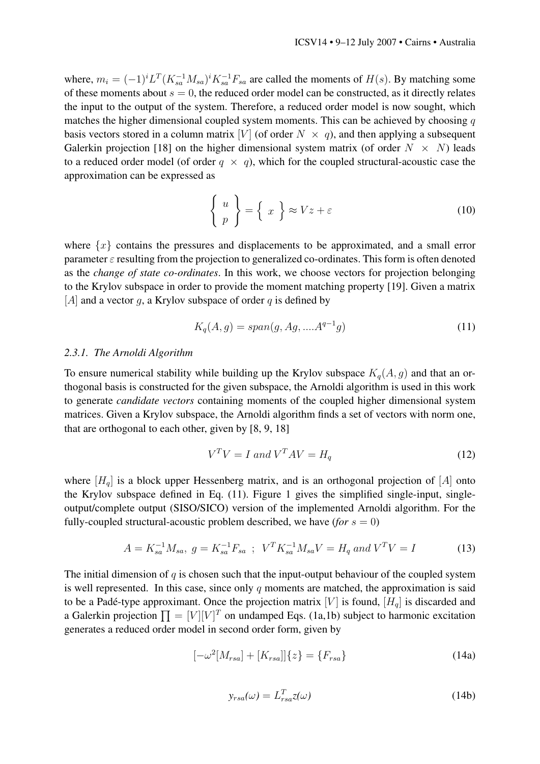where, $m_i = (-1)^i L^T (K_{sa}^{-1} M_{sa})^i K_{sa}^{-1} F_{sa}$ are called the moments of $H(s)$. By matching some of these moments about $s = 0$, the reduced order model can be constructed, as it directly relates the input to the output of the system. Therefore, a reduced order model is now sought, which matches the higher dimensional coupled system moments. This can be achieved by choosing $q$ basis vectors stored in a column matrix $[V]$ (of order $N \times q$), and then applying a subsequent Galerkin projection [18] on the higher dimensional system matrix (of order $N \times N$) leads to a reduced order model (of order $q \times q$), which for the coupled structural-acoustic case the approximation can be expressed as

$$\left\{ \begin{array}{c} u \\ p \end{array} \right\} = \left\{ \begin{array}{c} x \end{array} \right\} \approx Vz + \varepsilon \tag{10}$$

where $\{x\}$ contains the pressures and displacements to be approximated, and a small error parameter $\varepsilon$ resulting from the projection to generalized co-ordinates. This form is often denoted as the *change of state co-ordinates*. In this work, we choose vectors for projection belonging to the Krylov subspace in order to provide the moment matching property [19]. Given a matrix $[A]$ and a vector $g$, a Krylov subspace of order $q$ is defined by

$$K_q(A, g) = span(g, Ag, ....A^{q-1}g) \tag{11}$$

### 2.3.1. The Arnoldi Algorithm

To ensure numerical stability while building up the Krylov subspace $K_q(A, g)$ and that an orthogonal basis is constructed for the given subspace, the Arnoldi algorithm is used in this work to generate *candidate vectors* containing moments of the coupled higher dimensional system matrices. Given a Krylov subspace, the Arnoldi algorithm finds a set of vectors with norm one, that are orthogonal to each other, given by [8, 9, 18]

$$V^T V = I \; and \; V^T A V = H_q \tag{12}$$

where $[H_q]$ is a block upper Hessenberg matrix, and is an orthogonal projection of $[A]$ onto the Krylov subspace defined in Eq. (11). Figure 1 gives the simplified single-input, single-output/complete output (SISO/SICO) version of the implemented Arnoldi algorithm. For the fully-coupled structural-acoustic problem described, we have (*for* $s = 0$)

$$A = K_{sa}^{-1} M_{sa}, \; g = K_{sa}^{-1} F_{sa} \;\; ; \;\; V^T K_{sa}^{-1} M_{sa} V = H_q \; and \; V^T V = I \tag{13}$$

The initial dimension of $q$ is chosen such that the input-output behaviour of the coupled system is well represented. In this case, since only $q$ moments are matched, the approximation is said to be a Padé-type approximant. Once the projection matrix $[V]$ is found, $[H_q]$ is discarded and a Galerkin projection $\prod = [V][V]^T$ on undamped Eqs. (1a,1b) subject to harmonic excitation generates a reduced order model in second order form, given by

$$[-\omega^2 [M_{rsa}] + [K_{rsa}]]\{z\} = \{F_{rsa}\} \tag{14a}$$

$$y_{rsa}(\omega) = L_{rsa}^T z(\omega) \tag{14b}$$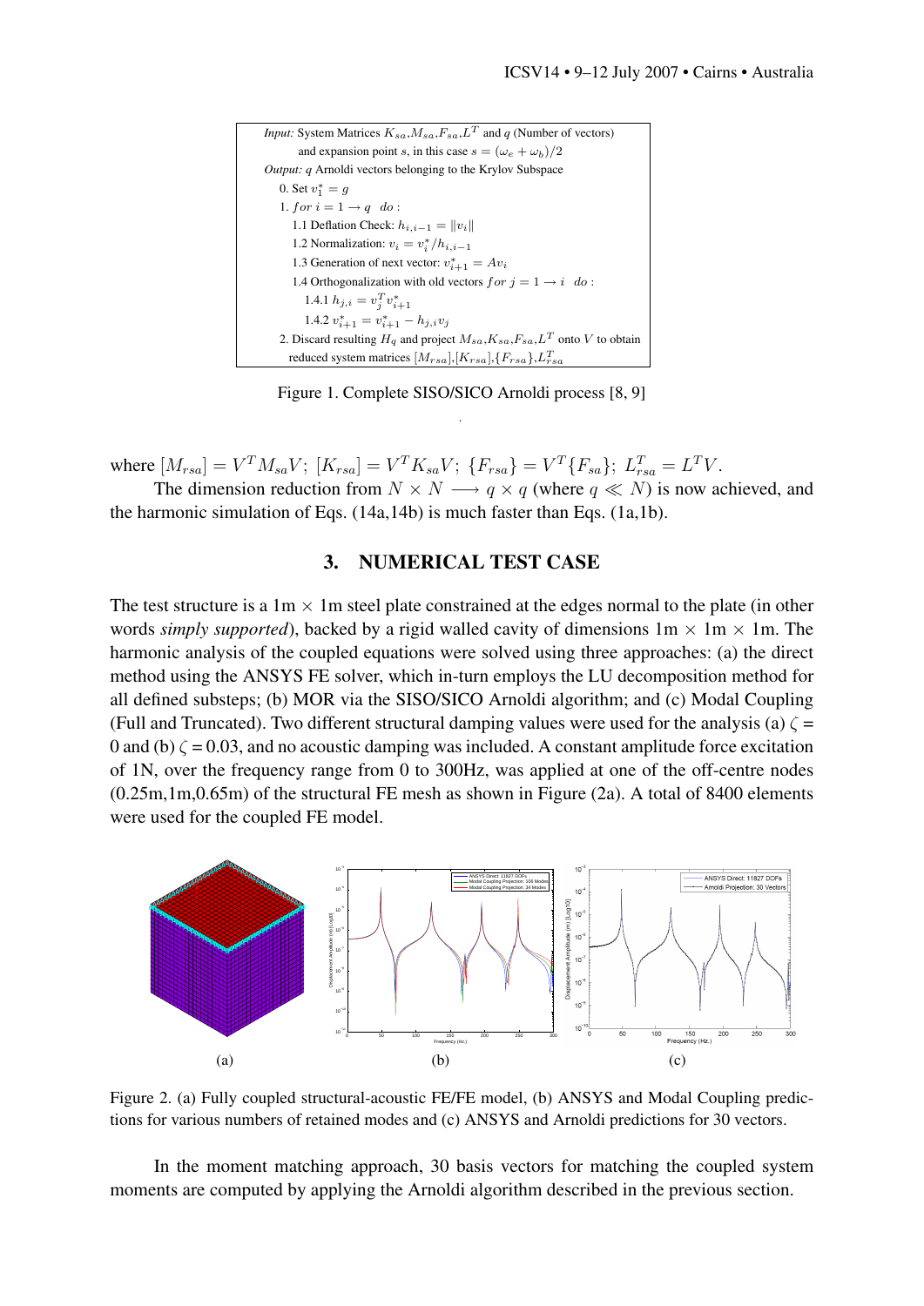*Input:* System Matrices $K_{sa}$,$M_{sa}$,$F_{sa}$,$L^T$ and $q$ (Number of vectors)
and expansion point $s$, in this case $s = (\omega_e + \omega_b)/2$
*Output:* $q$ Arnoldi vectors belonging to the Krylov Subspace
0. Set $v_1^* = g$
1. *for* $i = 1 \rightarrow q$ *do* :
 1.1 Deflation Check: $h_{i,i-1} = \|v_i\|$
 1.2 Normalization: $v_i = v_i^*/h_{i,i-1}$
 1.3 Generation of next vector: $v_{i+1}^* = Av_i$
 1.4 Orthogonalization with old vectors *for* $j = 1 \rightarrow i$ *do* :
  1.4.1 $h_{j,i} = v_j^T v_{i+1}^*$
  1.4.2 $v_{i+1}^* = v_{i+1}^* - h_{j,i}v_j$
2. Discard resulting $H_q$ and project $M_{sa}$,$K_{sa}$,$F_{sa}$,$L^T$ onto $V$ to obtain reduced system matrices $[M_{rsa}]$,$[K_{rsa}]$,$\{F_{rsa}\}$,$L_{rsa}^T$

Figure 1. Complete SISO/SICO Arnoldi process [8, 9]

where $[M_{rsa}] = V^T M_{sa} V;\ [K_{rsa}] = V^T K_{sa} V;\ \{F_{rsa}\} = V^T\{F_{sa}\};\ L_{rsa}^T = L^T V.$

The dimension reduction from $N \times N \longrightarrow q \times q$ (where $q \ll N$) is now achieved, and the harmonic simulation of Eqs. (14a,14b) is much faster than Eqs. (1a,1b).

## 3. NUMERICAL TEST CASE

The test structure is a 1m $\times$ 1m steel plate constrained at the edges normal to the plate (in other words *simply supported*), backed by a rigid walled cavity of dimensions 1m $\times$ 1m $\times$ 1m. The harmonic analysis of the coupled equations were solved using three approaches: (a) the direct method using the ANSYS FE solver, which in-turn employs the LU decomposition method for all defined substeps; (b) MOR via the SISO/SICO Arnoldi algorithm; and (c) Modal Coupling (Full and Truncated). Two different structural damping values were used for the analysis (a) $\zeta = 0$ and (b) $\zeta = 0.03$, and no acoustic damping was included. A constant amplitude force excitation of 1N, over the frequency range from 0 to 300Hz, was applied at one of the off-centre nodes (0.25m,1m,0.65m) of the structural FE mesh as shown in Figure (2a). A total of 8400 elements were used for the coupled FE model.

(a) (b) (c)

Figure 2. (a) Fully coupled structural-acoustic FE/FE model, (b) ANSYS and Modal Coupling predictions for various numbers of retained modes and (c) ANSYS and Arnoldi predictions for 30 vectors.

In the moment matching approach, 30 basis vectors for matching the coupled system moments are computed by applying the Arnoldi algorithm described in the previous section.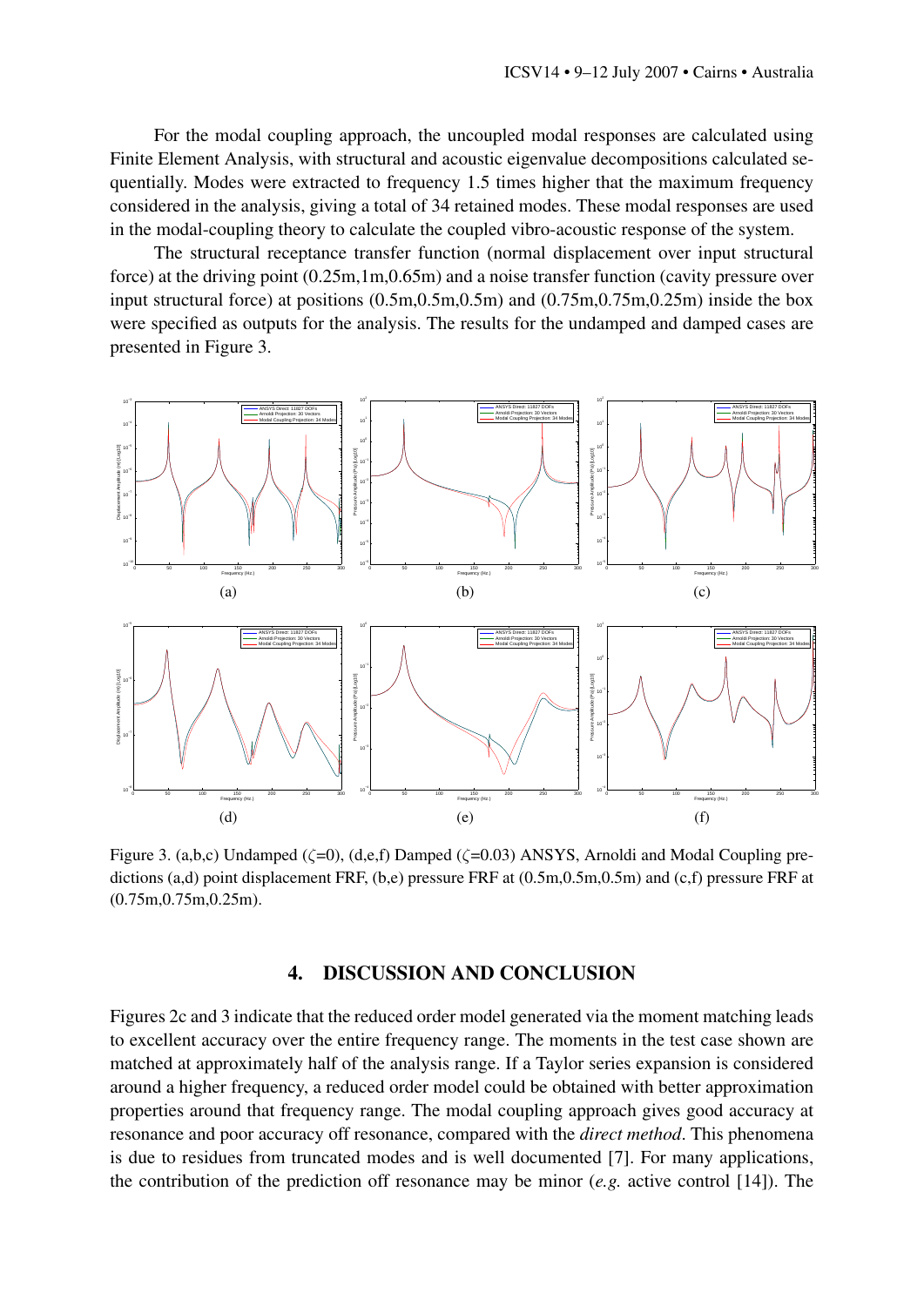For the modal coupling approach, the uncoupled modal responses are calculated using Finite Element Analysis, with structural and acoustic eigenvalue decompositions calculated sequentially. Modes were extracted to frequency 1.5 times higher that the maximum frequency considered in the analysis, giving a total of 34 retained modes. These modal responses are used in the modal-coupling theory to calculate the coupled vibro-acoustic response of the system.

The structural receptance transfer function (normal displacement over input structural force) at the driving point (0.25m,1m,0.65m) and a noise transfer function (cavity pressure over input structural force) at positions (0.5m,0.5m,0.5m) and (0.75m,0.75m,0.25m) inside the box were specified as outputs for the analysis. The results for the undamped and damped cases are presented in Figure 3.

Figure 3. (a,b,c) Undamped ($\zeta$=0), (d,e,f) Damped ($\zeta$=0.03) ANSYS, Arnoldi and Modal Coupling predictions (a,d) point displacement FRF, (b,e) pressure FRF at (0.5m,0.5m,0.5m) and (c,f) pressure FRF at (0.75m,0.75m,0.25m).

## 4. DISCUSSION AND CONCLUSION

Figures 2c and 3 indicate that the reduced order model generated via the moment matching leads to excellent accuracy over the entire frequency range. The moments in the test case shown are matched at approximately half of the analysis range. If a Taylor series expansion is considered around a higher frequency, a reduced order model could be obtained with better approximation properties around that frequency range. The modal coupling approach gives good accuracy at resonance and poor accuracy off resonance, compared with the *direct method*. This phenomena is due to residues from truncated modes and is well documented [7]. For many applications, the contribution of the prediction off resonance may be minor (*e.g.* active control [14]). The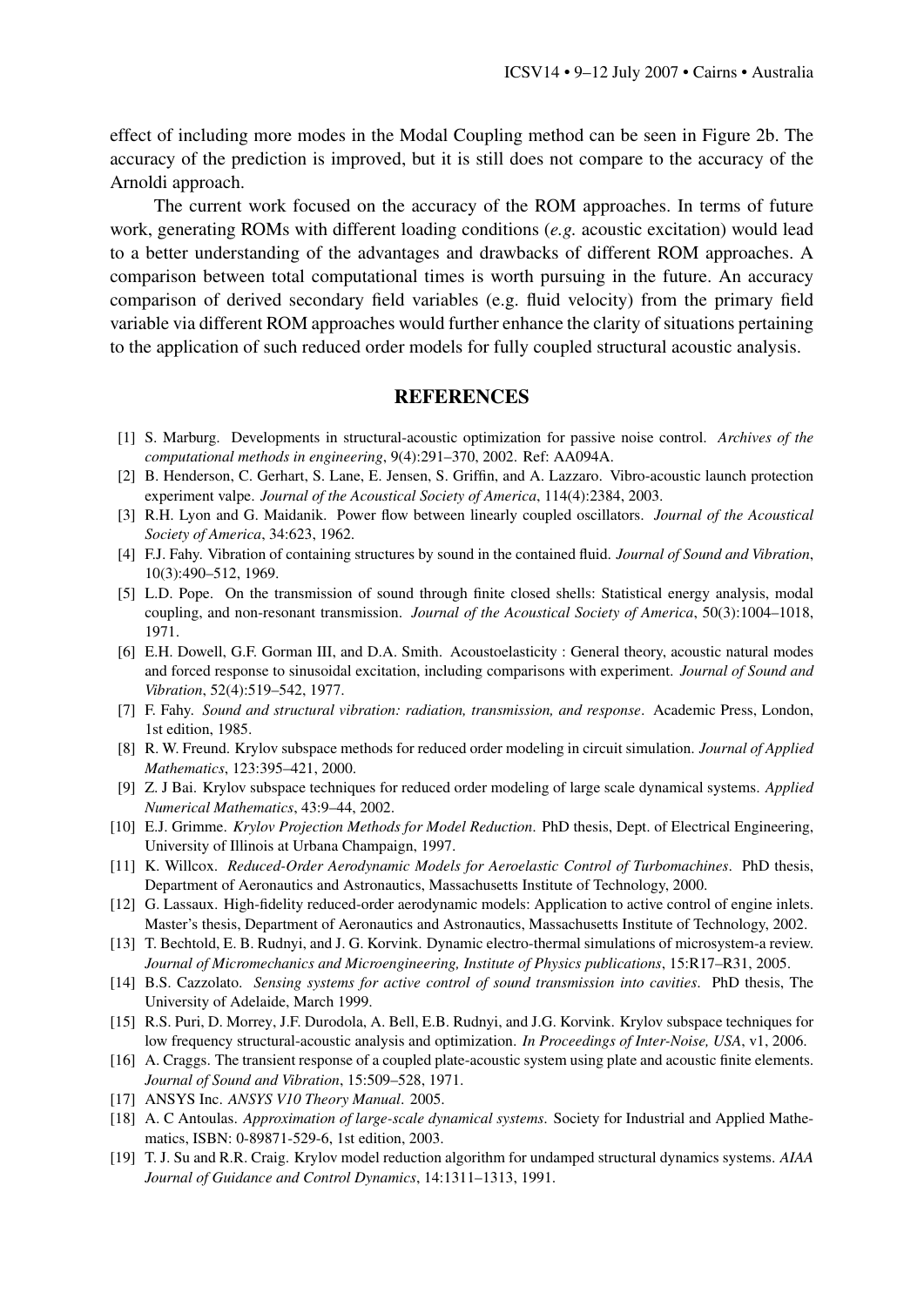effect of including more modes in the Modal Coupling method can be seen in Figure 2b. The accuracy of the prediction is improved, but it is still does not compare to the accuracy of the Arnoldi approach.

The current work focused on the accuracy of the ROM approaches. In terms of future work, generating ROMs with different loading conditions (*e.g.* acoustic excitation) would lead to a better understanding of the advantages and drawbacks of different ROM approaches. A comparison between total computational times is worth pursuing in the future. An accuracy comparison of derived secondary field variables (e.g. fluid velocity) from the primary field variable via different ROM approaches would further enhance the clarity of situations pertaining to the application of such reduced order models for fully coupled structural acoustic analysis.

## REFERENCES

[1] S. Marburg. Developments in structural-acoustic optimization for passive noise control. *Archives of the computational methods in engineering*, 9(4):291–370, 2002. Ref: AA094A.

[2] B. Henderson, C. Gerhart, S. Lane, E. Jensen, S. Griffin, and A. Lazzaro. Vibro-acoustic launch protection experiment valpe. *Journal of the Acoustical Society of America*, 114(4):2384, 2003.

[3] R.H. Lyon and G. Maidanik. Power flow between linearly coupled oscillators. *Journal of the Acoustical Society of America*, 34:623, 1962.

[4] F.J. Fahy. Vibration of containing structures by sound in the contained fluid. *Journal of Sound and Vibration*, 10(3):490–512, 1969.

[5] L.D. Pope. On the transmission of sound through finite closed shells: Statistical energy analysis, modal coupling, and non-resonant transmission. *Journal of the Acoustical Society of America*, 50(3):1004–1018, 1971.

[6] E.H. Dowell, G.F. Gorman III, and D.A. Smith. Acoustoelasticity : General theory, acoustic natural modes and forced response to sinusoidal excitation, including comparisons with experiment. *Journal of Sound and Vibration*, 52(4):519–542, 1977.

[7] F. Fahy. *Sound and structural vibration: radiation, transmission, and response*. Academic Press, London, 1st edition, 1985.

[8] R. W. Freund. Krylov subspace methods for reduced order modeling in circuit simulation. *Journal of Applied Mathematics*, 123:395–421, 2000.

[9] Z. J Bai. Krylov subspace techniques for reduced order modeling of large scale dynamical systems. *Applied Numerical Mathematics*, 43:9–44, 2002.

[10] E.J. Grimme. *Krylov Projection Methods for Model Reduction*. PhD thesis, Dept. of Electrical Engineering, University of Illinois at Urbana Champaign, 1997.

[11] K. Willcox. *Reduced-Order Aerodynamic Models for Aeroelastic Control of Turbomachines*. PhD thesis, Department of Aeronautics and Astronautics, Massachusetts Institute of Technology, 2000.

[12] G. Lassaux. High-fidelity reduced-order aerodynamic models: Application to active control of engine inlets. Master's thesis, Department of Aeronautics and Astronautics, Massachusetts Institute of Technology, 2002.

[13] T. Bechtold, E. B. Rudnyi, and J. G. Korvink. Dynamic electro-thermal simulations of microsystem-a review. *Journal of Micromechanics and Microengineering, Institute of Physics publications*, 15:R17–R31, 2005.

[14] B.S. Cazzolato. *Sensing systems for active control of sound transmission into cavities*. PhD thesis, The University of Adelaide, March 1999.

[15] R.S. Puri, D. Morrey, J.F. Durodola, A. Bell, E.B. Rudnyi, and J.G. Korvink. Krylov subspace techniques for low frequency structural-acoustic analysis and optimization. *In Proceedings of Inter-Noise, USA*, v1, 2006.

[16] A. Craggs. The transient response of a coupled plate-acoustic system using plate and acoustic finite elements. *Journal of Sound and Vibration*, 15:509–528, 1971.

[17] ANSYS Inc. *ANSYS V10 Theory Manual*. 2005.

[18] A. C Antoulas. *Approximation of large-scale dynamical systems*. Society for Industrial and Applied Mathematics, ISBN: 0-89871-529-6, 1st edition, 2003.

[19] T. J. Su and R.R. Craig. Krylov model reduction algorithm for undamped structural dynamics systems. *AIAA Journal of Guidance and Control Dynamics*, 14:1311–1313, 1991.